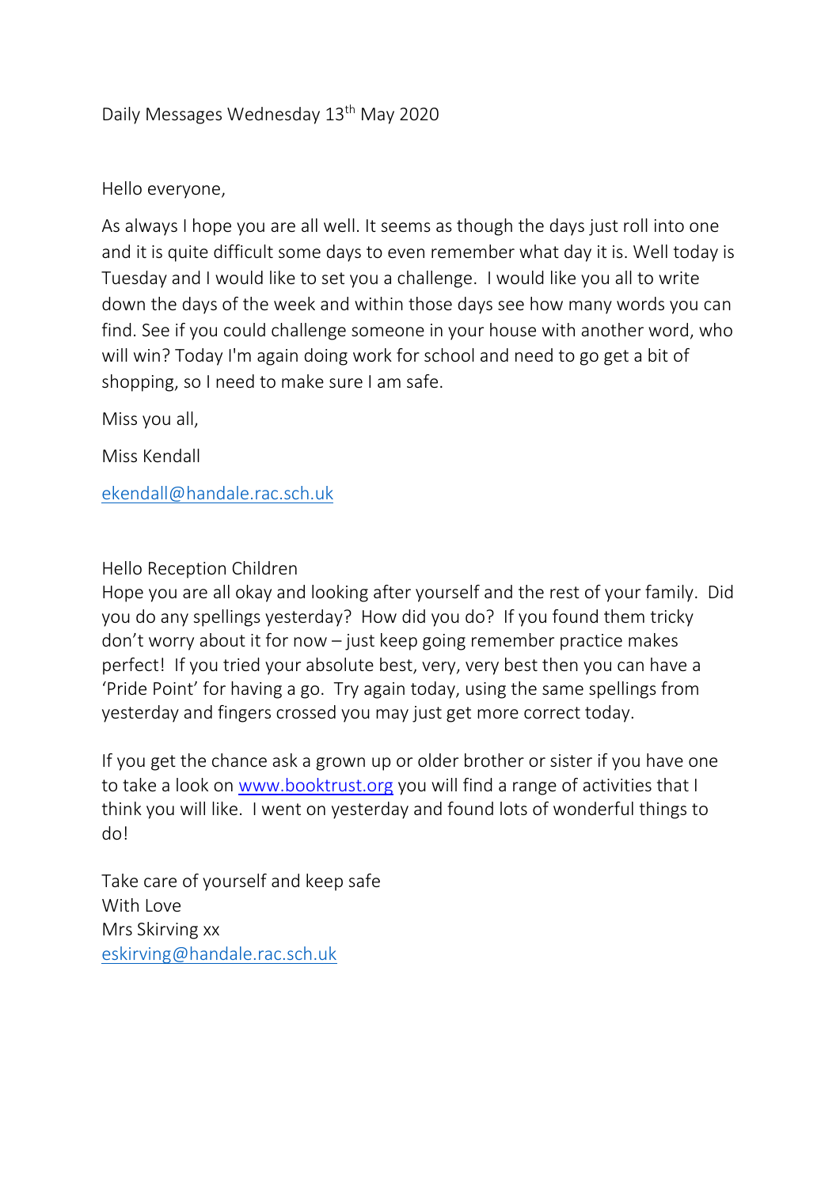Daily Messages Wednesday 13th May 2020

Hello everyone,

As always I hope you are all well. It seems as though the days just roll into one and it is quite difficult some days to even remember what day it is. Well today is Tuesday and I would like to set you a challenge. I would like you all to write down the days of the week and within those days see how many words you can find. See if you could challenge someone in your house with another word, who will win? Today I'm again doing work for school and need to go get a bit of shopping, so I need to make sure I am safe.

Miss you all,

Miss Kendall

ekendall@handale.rac.sch.uk

Hello Reception Children
Hope you are all okay and looking after yourself and the rest of your family. Did you do any spellings yesterday? How did you do? If you found them tricky don't worry about it for now – just keep going remember practice makes perfect! If you tried your absolute best, very, very best then you can have a 'Pride Point' for having a go. Try again today, using the same spellings from yesterday and fingers crossed you may just get more correct today.

If you get the chance ask a grown up or older brother or sister if you have one to take a look on www.booktrust.org you will find a range of activities that I think you will like. I went on yesterday and found lots of wonderful things to do!

Take care of yourself and keep safe
With Love
Mrs Skirving xx
eskirving@handale.rac.sch.uk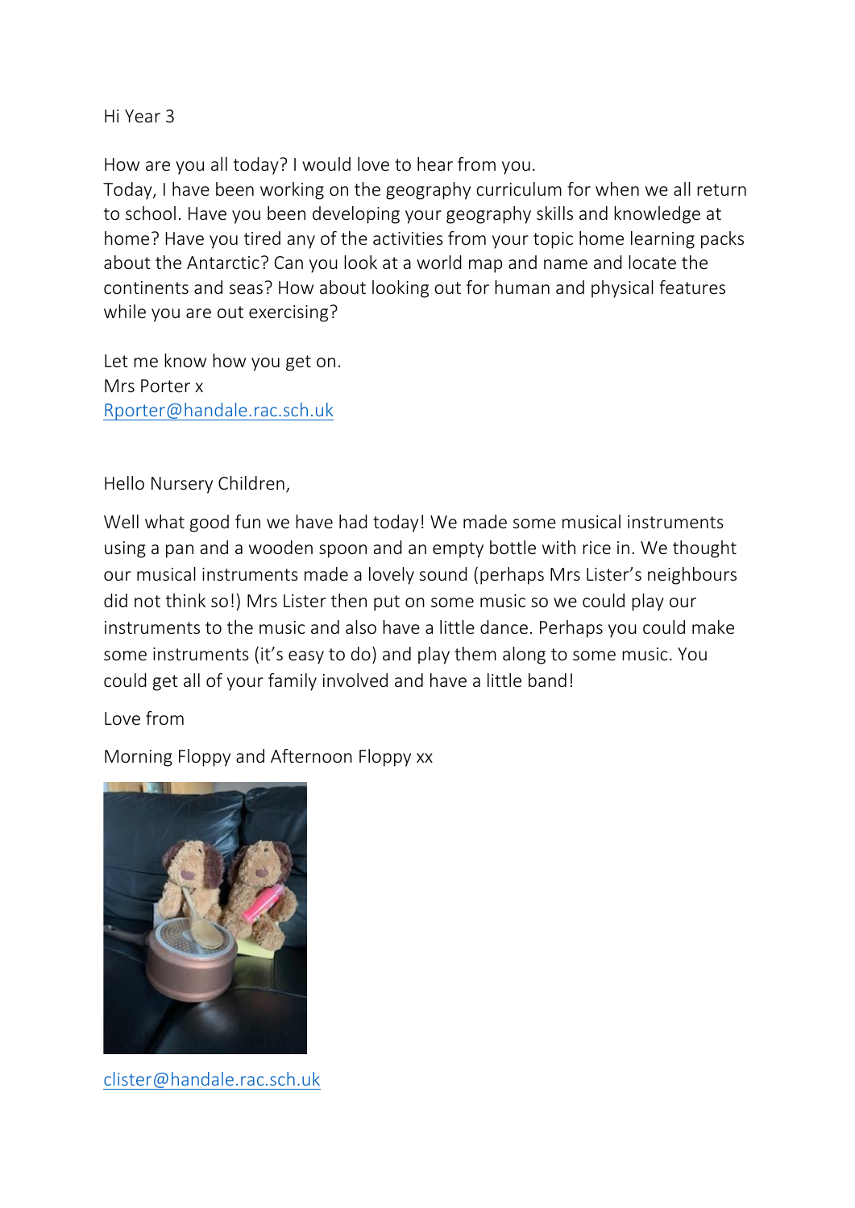Hi Year 3

How are you all today? I would love to hear from you.
Today, I have been working on the geography curriculum for when we all return to school. Have you been developing your geography skills and knowledge at home? Have you tired any of the activities from your topic home learning packs about the Antarctic? Can you look at a world map and name and locate the continents and seas? How about looking out for human and physical features while you are out exercising?

Let me know how you get on.
Mrs Porter x
Rporter@handale.rac.sch.uk

Hello Nursery Children,

Well what good fun we have had today! We made some musical instruments using a pan and a wooden spoon and an empty bottle with rice in. We thought our musical instruments made a lovely sound (perhaps Mrs Lister's neighbours did not think so!) Mrs Lister then put on some music so we could play our instruments to the music and also have a little dance. Perhaps you could make some instruments (it's easy to do) and play them along to some music. You could get all of your family involved and have a little band!

Love from

Morning Floppy and Afternoon Floppy xx

clister@handale.rac.sch.uk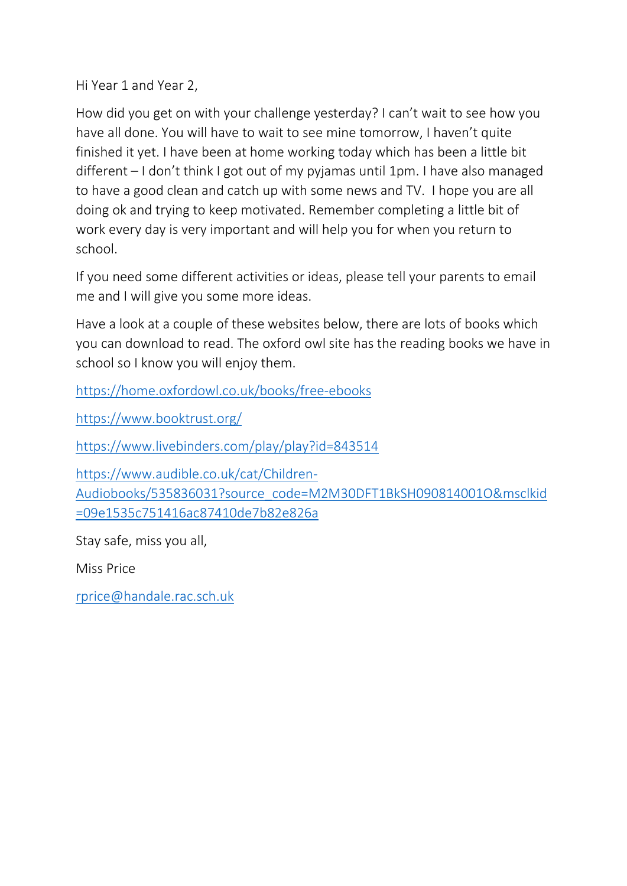Hi Year 1 and Year 2,

How did you get on with your challenge yesterday? I can't wait to see how you have all done. You will have to wait to see mine tomorrow, I haven't quite finished it yet. I have been at home working today which has been a little bit different – I don't think I got out of my pyjamas until 1pm. I have also managed to have a good clean and catch up with some news and TV. I hope you are all doing ok and trying to keep motivated. Remember completing a little bit of work every day is very important and will help you for when you return to school.

If you need some different activities or ideas, please tell your parents to email me and I will give you some more ideas.

Have a look at a couple of these websites below, there are lots of books which you can download to read. The oxford owl site has the reading books we have in school so I know you will enjoy them.

https://home.oxfordowl.co.uk/books/free-ebooks

https://www.booktrust.org/

https://www.livebinders.com/play/play?id=843514

https://www.audible.co.uk/cat/Children-Audiobooks/535836031?source_code=M2M30DFT1BkSH090814001O&msclkid=09e1535c751416ac87410de7b82e826a

Stay safe, miss you all,

Miss Price

rprice@handale.rac.sch.uk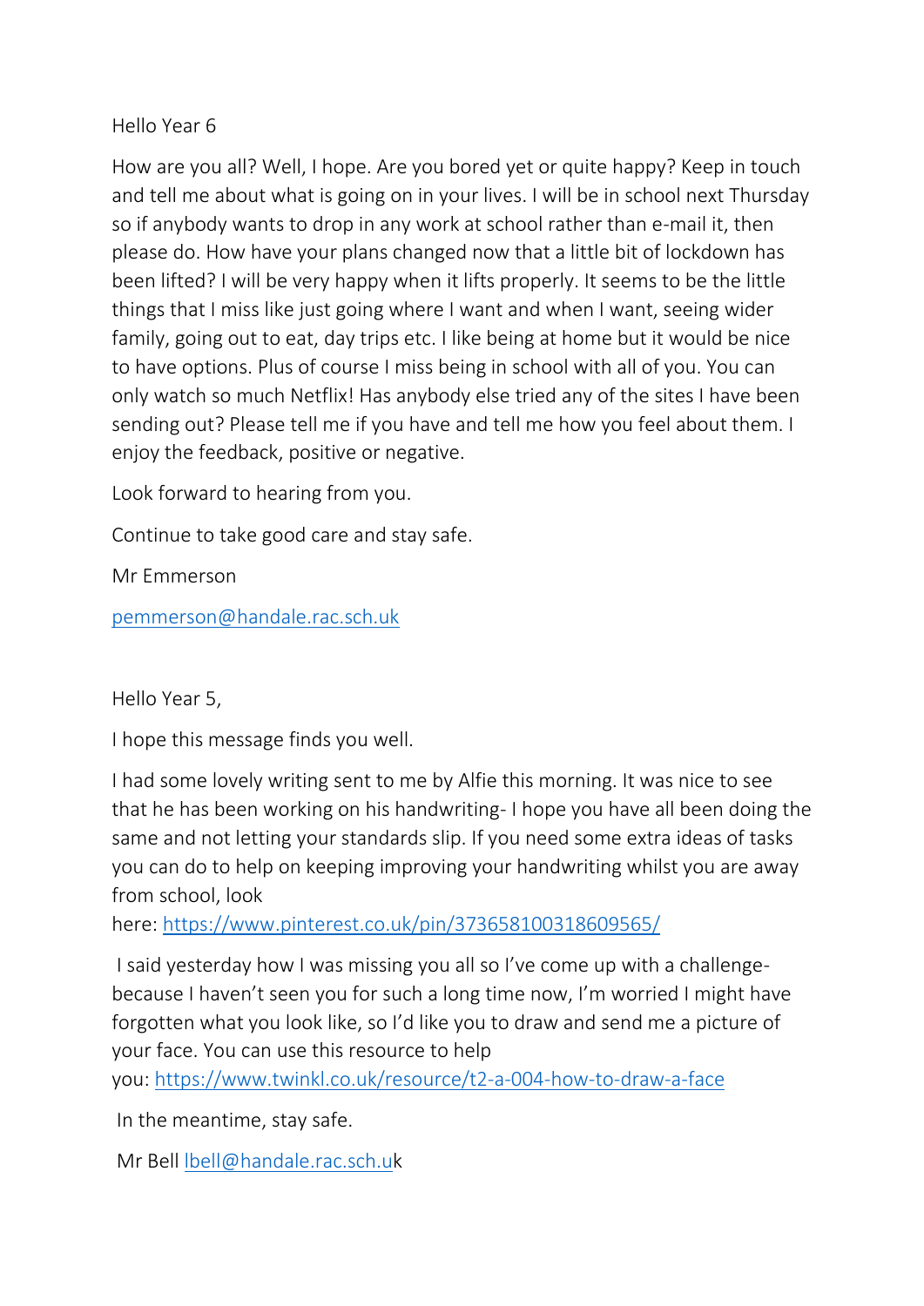Hello Year 6

How are you all? Well, I hope. Are you bored yet or quite happy? Keep in touch and tell me about what is going on in your lives. I will be in school next Thursday so if anybody wants to drop in any work at school rather than e-mail it, then please do. How have your plans changed now that a little bit of lockdown has been lifted? I will be very happy when it lifts properly. It seems to be the little things that I miss like just going where I want and when I want, seeing wider family, going out to eat, day trips etc. I like being at home but it would be nice to have options. Plus of course I miss being in school with all of you. You can only watch so much Netflix! Has anybody else tried any of the sites I have been sending out? Please tell me if you have and tell me how you feel about them. I enjoy the feedback, positive or negative.

Look forward to hearing from you.

Continue to take good care and stay safe.

Mr Emmerson

[pemmerson@handale.rac.sch.uk](mailto:pemmerson@handale.rac.sch.uk)

Hello Year 5,

I hope this message finds you well.

I had some lovely writing sent to me by Alfie this morning. It was nice to see that he has been working on his handwriting- I hope you have all been doing the same and not letting your standards slip. If you need some extra ideas of tasks you can do to help on keeping improving your handwriting whilst you are away from school, look here: [https://www.pinterest.co.uk/pin/373658100318609565/](https://www.pinterest.co.uk/pin/373658100318609565/)

I said yesterday how I was missing you all so I've come up with a challenge- because I haven't seen you for such a long time now, I'm worried I might have forgotten what you look like, so I'd like you to draw and send me a picture of your face. You can use this resource to help you: [https://www.twinkl.co.uk/resource/t2-a-004-how-to-draw-a-face](https://www.twinkl.co.uk/resource/t2-a-004-how-to-draw-a-face)

In the meantime, stay safe.

Mr Bell [lbell@handale.rac.sch.uk](mailto:lbell@handale.rac.sch.uk)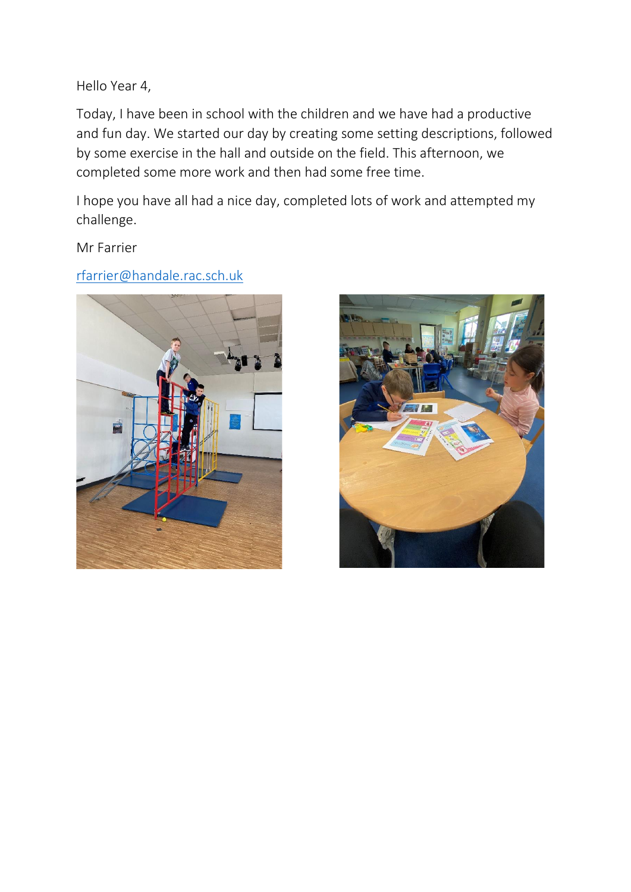Hello Year 4,

Today, I have been in school with the children and we have had a productive and fun day. We started our day by creating some setting descriptions, followed by some exercise in the hall and outside on the field. This afternoon, we completed some more work and then had some free time.

I hope you have all had a nice day, completed lots of work and attempted my challenge.

Mr Farrier

rfarrier@handale.rac.sch.uk